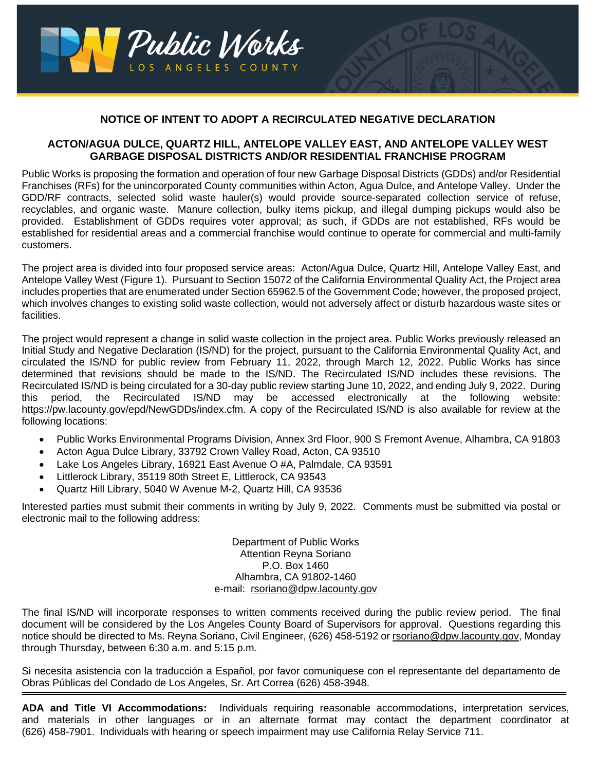Public Works
LOS ANGELES COUNTY

## NOTICE OF INTENT TO ADOPT A RECIRCULATED NEGATIVE DECLARATION

### ACTON/AGUA DULCE, QUARTZ HILL, ANTELOPE VALLEY EAST, AND ANTELOPE VALLEY WEST GARBAGE DISPOSAL DISTRICTS AND/OR RESIDENTIAL FRANCHISE PROGRAM

Public Works is proposing the formation and operation of four new Garbage Disposal Districts (GDDs) and/or Residential Franchises (RFs) for the unincorporated County communities within Acton, Agua Dulce, and Antelope Valley. Under the GDD/RF contracts, selected solid waste hauler(s) would provide source-separated collection service of refuse, recyclables, and organic waste. Manure collection, bulky items pickup, and illegal dumping pickups would also be provided. Establishment of GDDs requires voter approval; as such, if GDDs are not established, RFs would be established for residential areas and a commercial franchise would continue to operate for commercial and multi-family customers.

The project area is divided into four proposed service areas: Acton/Agua Dulce, Quartz Hill, Antelope Valley East, and Antelope Valley West (Figure 1). Pursuant to Section 15072 of the California Environmental Quality Act, the Project area includes properties that are enumerated under Section 65962.5 of the Government Code; however, the proposed project, which involves changes to existing solid waste collection, would not adversely affect or disturb hazardous waste sites or facilities.

The project would represent a change in solid waste collection in the project area. Public Works previously released an Initial Study and Negative Declaration (IS/ND) for the project, pursuant to the California Environmental Quality Act, and circulated the IS/ND for public review from February 11, 2022, through March 12, 2022. Public Works has since determined that revisions should be made to the IS/ND. The Recirculated IS/ND includes these revisions. The Recirculated IS/ND is being circulated for a 30-day public review starting June 10, 2022, and ending July 9, 2022. During this period, the Recirculated IS/ND may be accessed electronically at the following website: https://pw.lacounty.gov/epd/NewGDDs/index.cfm. A copy of the Recirculated IS/ND is also available for review at the following locations:

- Public Works Environmental Programs Division, Annex 3rd Floor, 900 S Fremont Avenue, Alhambra, CA 91803
- Acton Agua Dulce Library, 33792 Crown Valley Road, Acton, CA 93510
- Lake Los Angeles Library, 16921 East Avenue O #A, Palmdale, CA 93591
- Littlerock Library, 35119 80th Street E, Littlerock, CA 93543
- Quartz Hill Library, 5040 W Avenue M-2, Quartz Hill, CA 93536

Interested parties must submit their comments in writing by July 9, 2022. Comments must be submitted via postal or electronic mail to the following address:

Department of Public Works
Attention Reyna Soriano
P.O. Box 1460
Alhambra, CA 91802-1460
e-mail: rsoriano@dpw.lacounty.gov

The final IS/ND will incorporate responses to written comments received during the public review period. The final document will be considered by the Los Angeles County Board of Supervisors for approval. Questions regarding this notice should be directed to Ms. Reyna Soriano, Civil Engineer, (626) 458-5192 or rsoriano@dpw.lacounty.gov, Monday through Thursday, between 6:30 a.m. and 5:15 p.m.

Si necesita asistencia con la traducción a Español, por favor comuniquese con el representante del departamento de Obras Públicas del Condado de Los Angeles, Sr. Art Correa (626) 458-3948.

---

**ADA and Title VI Accommodations:** Individuals requiring reasonable accommodations, interpretation services, and materials in other languages or in an alternate format may contact the department coordinator at (626) 458-7901. Individuals with hearing or speech impairment may use California Relay Service 711.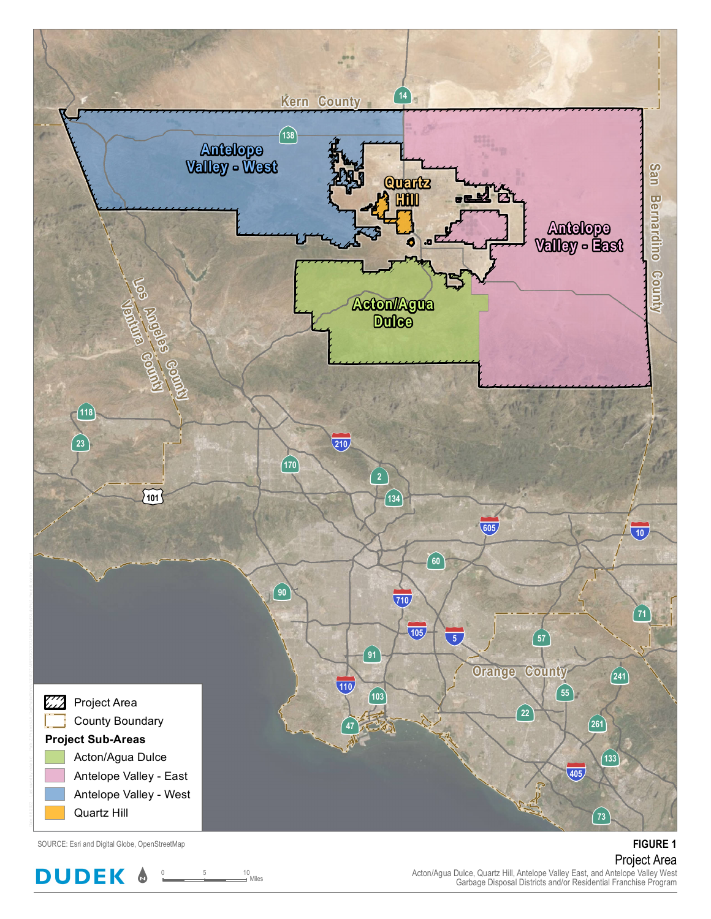Kern County

Antelope Valley - West

Quartz Hill

Antelope Valley - East

Acton/Agua Dulce

San Bernardino County

Los Angeles County

Ventura County

Orange County

14

138

118

23

101

170

210

2

134

605

10

60

90

710

105

5

57

71

91

110

103

47

22

55

241

261

133

405

73

Project Area

County Boundary

**Project Sub-Areas**

Acton/Agua Dulce

Antelope Valley - East

Antelope Valley - West

Quartz Hill

SOURCE: Esri and Digital Globe, OpenStreetMap

DUDEK

0 5 10 Miles

**FIGURE 1**

Project Area

Acton/Agua Dulce, Quartz Hill, Antelope Valley East, and Antelope Valley West
Garbage Disposal Districts and/or Residential Franchise Program